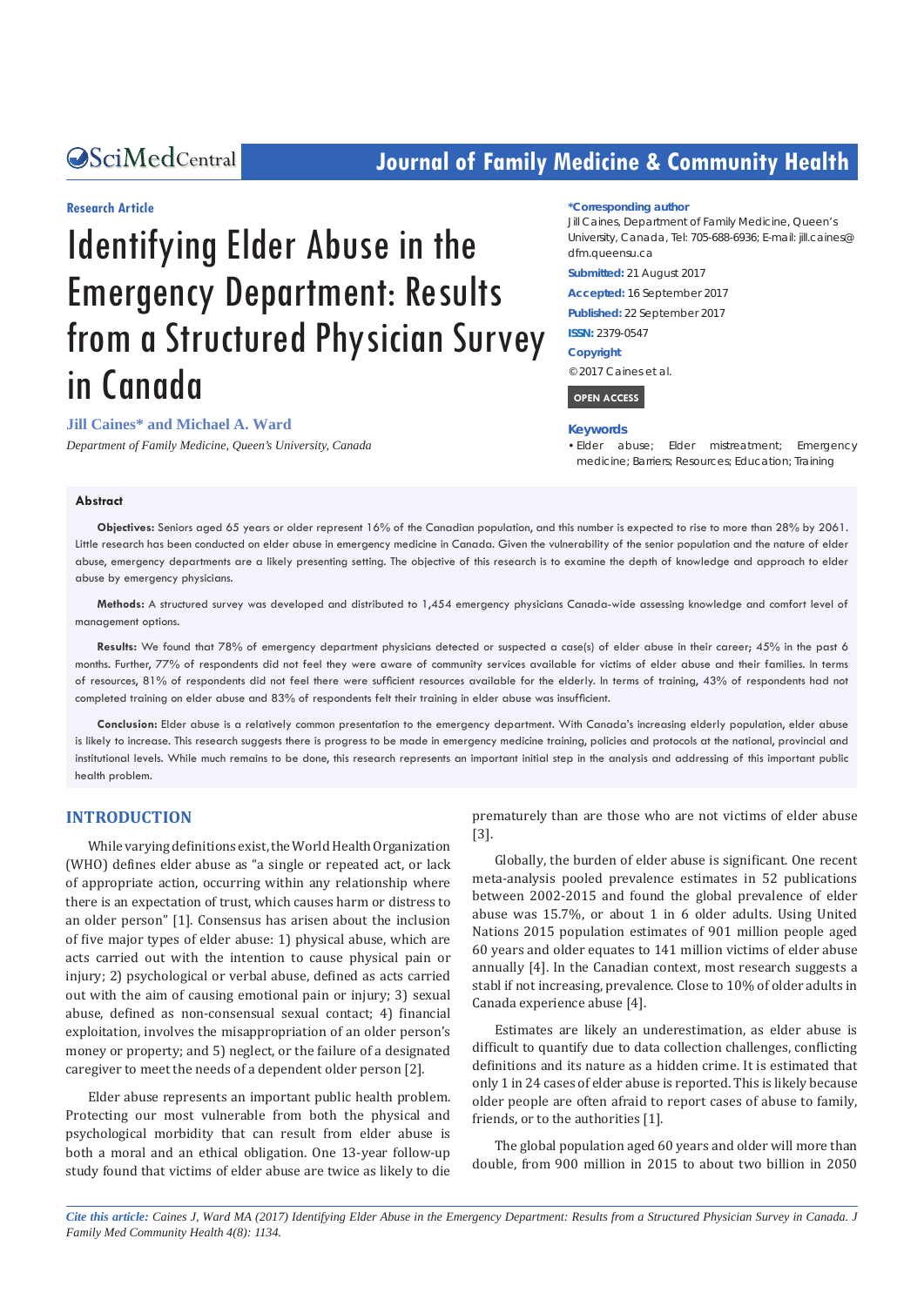Research Article

# Identifying Elder Abuse in the Emergency Department: Results from a Structured Physician Survey in Canada

**Jill Caines* and Michael A. Ward**

*Department of Family Medicine, Queen's University, Canada*

***Corresponding author**

Jill Caines, Department of Family Medicine, Queen's University, Canada, Tel: 705-688-6936; E-mail: jill.caines@dfm.queensu.ca

**Submitted:** 21 August 2017

**Accepted:** 16 September 2017

**Published:** 22 September 2017

**ISSN:** 2379-0547

**Copyright**

© 2017 Caines et al.

OPEN ACCESS

**Keywords**

- Elder abuse; Elder mistreatment; Emergency medicine; Barriers; Resources; Education; Training

## Abstract

**Objectives:** Seniors aged 65 years or older represent 16% of the Canadian population, and this number is expected to rise to more than 28% by 2061. Little research has been conducted on elder abuse in emergency medicine in Canada. Given the vulnerability of the senior population and the nature of elder abuse, emergency departments are a likely presenting setting. The objective of this research is to examine the depth of knowledge and approach to elder abuse by emergency physicians.

**Methods:** A structured survey was developed and distributed to 1,454 emergency physicians Canada-wide assessing knowledge and comfort level of management options.

**Results:** We found that 78% of emergency department physicians detected or suspected a case(s) of elder abuse in their career; 45% in the past 6 months. Further, 77% of respondents did not feel they were aware of community services available for victims of elder abuse and their families. In terms of resources, 81% of respondents did not feel there were sufficient resources available for the elderly. In terms of training, 43% of respondents had not completed training on elder abuse and 83% of respondents felt their training in elder abuse was insufficient.

**Conclusion:** Elder abuse is a relatively common presentation to the emergency department. With Canada's increasing elderly population, elder abuse is likely to increase. This research suggests there is progress to be made in emergency medicine training, policies and protocols at the national, provincial and institutional levels. While much remains to be done, this research represents an important initial step in the analysis and addressing of this important public health problem.

## INTRODUCTION

While varying definitions exist, the World Health Organization (WHO) defines elder abuse as "a single or repeated act, or lack of appropriate action, occurring within any relationship where there is an expectation of trust, which causes harm or distress to an older person" [1]. Consensus has arisen about the inclusion of five major types of elder abuse: 1) physical abuse, which are acts carried out with the intention to cause physical pain or injury; 2) psychological or verbal abuse, defined as acts carried out with the aim of causing emotional pain or injury; 3) sexual abuse, defined as non-consensual sexual contact; 4) financial exploitation, involves the misappropriation of an older person's money or property; and 5) neglect, or the failure of a designated caregiver to meet the needs of a dependent older person [2].

Elder abuse represents an important public health problem. Protecting our most vulnerable from both the physical and psychological morbidity that can result from elder abuse is both a moral and an ethical obligation. One 13-year follow-up study found that victims of elder abuse are twice as likely to die prematurely than are those who are not victims of elder abuse [3].

Globally, the burden of elder abuse is significant. One recent meta-analysis pooled prevalence estimates in 52 publications between 2002-2015 and found the global prevalence of elder abuse was 15.7%, or about 1 in 6 older adults. Using United Nations 2015 population estimates of 901 million people aged 60 years and older equates to 141 million victims of elder abuse annually [4]. In the Canadian context, most research suggests a stabl if not increasing, prevalence. Close to 10% of older adults in Canada experience abuse [4].

Estimates are likely an underestimation, as elder abuse is difficult to quantify due to data collection challenges, conflicting definitions and its nature as a hidden crime. It is estimated that only 1 in 24 cases of elder abuse is reported. This is likely because older people are often afraid to report cases of abuse to family, friends, or to the authorities [1].

The global population aged 60 years and older will more than double, from 900 million in 2015 to about two billion in 2050

*Cite this article:* *Caines J, Ward MA (2017) Identifying Elder Abuse in the Emergency Department: Results from a Structured Physician Survey in Canada. J Family Med Community Health 4(8): 1134.*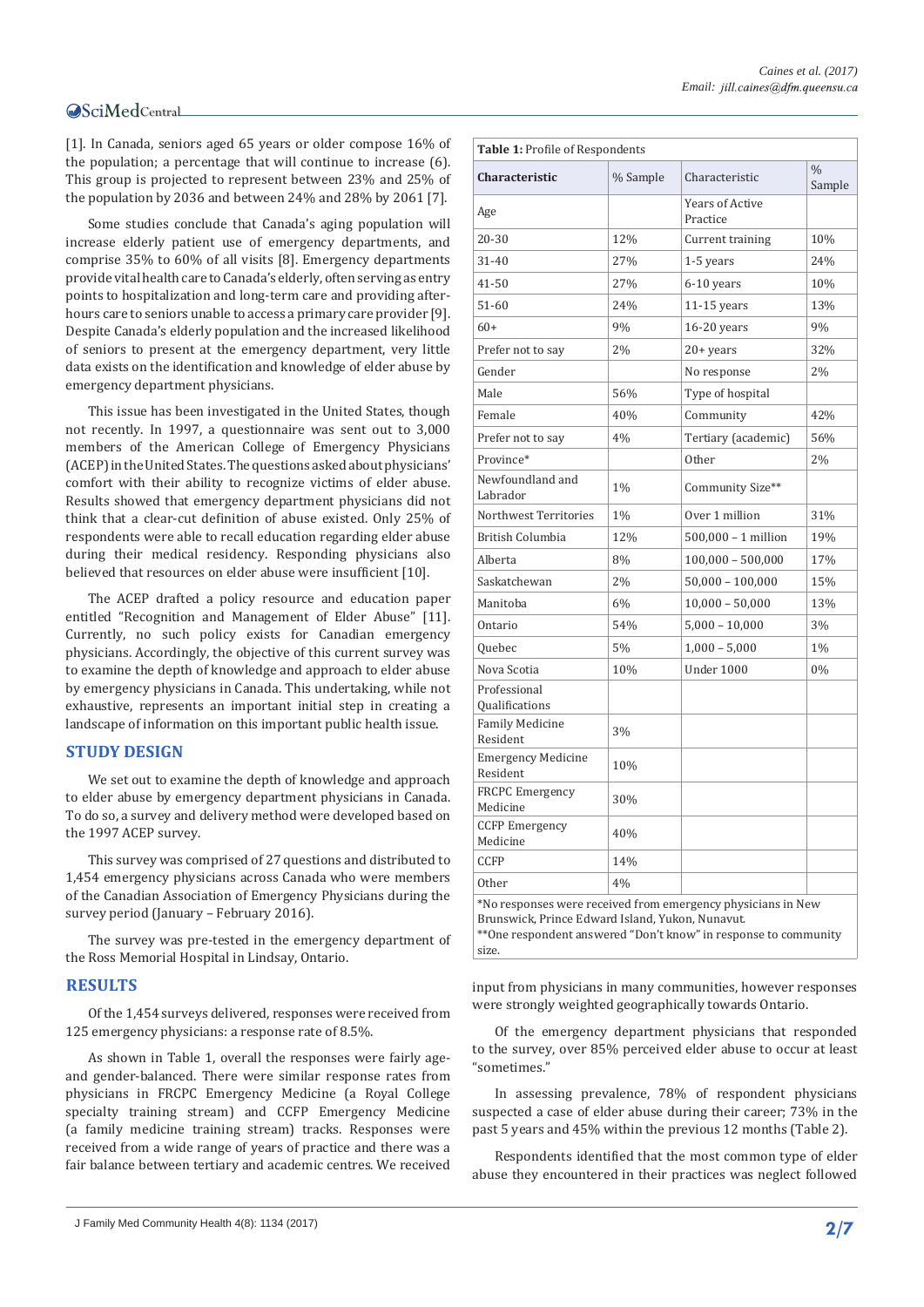[1]. In Canada, seniors aged 65 years or older compose 16% of the population; a percentage that will continue to increase (6). This group is projected to represent between 23% and 25% of the population by 2036 and between 24% and 28% by 2061 [7].

Some studies conclude that Canada's aging population will increase elderly patient use of emergency departments, and comprise 35% to 60% of all visits [8]. Emergency departments provide vital health care to Canada's elderly, often serving as entry points to hospitalization and long-term care and providing after-hours care to seniors unable to access a primary care provider [9]. Despite Canada's elderly population and the increased likelihood of seniors to present at the emergency department, very little data exists on the identification and knowledge of elder abuse by emergency department physicians.

This issue has been investigated in the United States, though not recently. In 1997, a questionnaire was sent out to 3,000 members of the American College of Emergency Physicians (ACEP) in the United States. The questions asked about physicians' comfort with their ability to recognize victims of elder abuse. Results showed that emergency department physicians did not think that a clear-cut definition of abuse existed. Only 25% of respondents were able to recall education regarding elder abuse during their medical residency. Responding physicians also believed that resources on elder abuse were insufficient [10].

The ACEP drafted a policy resource and education paper entitled "Recognition and Management of Elder Abuse" [11]. Currently, no such policy exists for Canadian emergency physicians. Accordingly, the objective of this current survey was to examine the depth of knowledge and approach to elder abuse by emergency physicians in Canada. This undertaking, while not exhaustive, represents an important initial step in creating a landscape of information on this important public health issue.

## STUDY DESIGN

We set out to examine the depth of knowledge and approach to elder abuse by emergency department physicians in Canada. To do so, a survey and delivery method were developed based on the 1997 ACEP survey.

This survey was comprised of 27 questions and distributed to 1,454 emergency physicians across Canada who were members of the Canadian Association of Emergency Physicians during the survey period (January – February 2016).

The survey was pre-tested in the emergency department of the Ross Memorial Hospital in Lindsay, Ontario.

## RESULTS

Of the 1,454 surveys delivered, responses were received from 125 emergency physicians: a response rate of 8.5%.

As shown in Table 1, overall the responses were fairly age- and gender-balanced. There were similar response rates from physicians in FRCPC Emergency Medicine (a Royal College specialty training stream) and CCFP Emergency Medicine (a family medicine training stream) tracks. Responses were received from a wide range of years of practice and there was a fair balance between tertiary and academic centres. We received input from physicians in many communities, however responses were strongly weighted geographically towards Ontario.

**Table 1:** Profile of Respondents

| Characteristic | % Sample | Characteristic | % Sample |
|---|---|---|---|
| Age | | Years of Active Practice | |
| 20-30 | 12% | Current training | 10% |
| 31-40 | 27% | 1-5 years | 24% |
| 41-50 | 27% | 6-10 years | 10% |
| 51-60 | 24% | 11-15 years | 13% |
| 60+ | 9% | 16-20 years | 9% |
| Prefer not to say | 2% | 20+ years | 32% |
| Gender | | No response | 2% |
| Male | 56% | Type of hospital | |
| Female | 40% | Community | 42% |
| Prefer not to say | 4% | Tertiary (academic) | 56% |
| Province* | | Other | 2% |
| Newfoundland and Labrador | 1% | Community Size** | |
| Northwest Territories | 1% | Over 1 million | 31% |
| British Columbia | 12% | 500,000 – 1 million | 19% |
| Alberta | 8% | 100,000 – 500,000 | 17% |
| Saskatchewan | 2% | 50,000 – 100,000 | 15% |
| Manitoba | 6% | 10,000 – 50,000 | 13% |
| Ontario | 54% | 5,000 – 10,000 | 3% |
| Quebec | 5% | 1,000 – 5,000 | 1% |
| Nova Scotia | 10% | Under 1000 | 0% |
| Professional Qualifications | | | |
| Family Medicine Resident | 3% | | |
| Emergency Medicine Resident | 10% | | |
| FRCPC Emergency Medicine | 30% | | |
| CCFP Emergency Medicine | 40% | | |
| CCFP | 14% | | |
| Other | 4% | | |

*No responses were received from emergency physicians in New Brunswick, Prince Edward Island, Yukon, Nunavut.
**One respondent answered "Don't know" in response to community size.

Of the emergency department physicians that responded to the survey, over 85% perceived elder abuse to occur at least "sometimes."

In assessing prevalence, 78% of respondent physicians suspected a case of elder abuse during their career; 73% in the past 5 years and 45% within the previous 12 months (Table 2).

Respondents identified that the most common type of elder abuse they encountered in their practices was neglect followed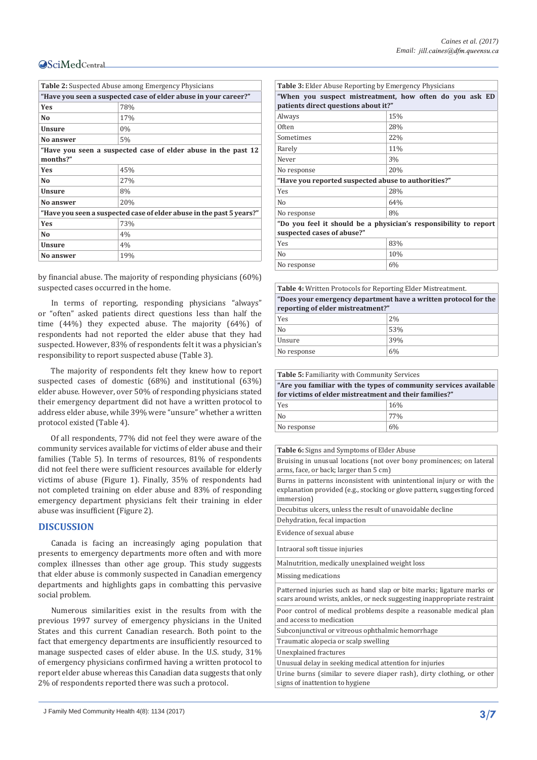| Table 2: Suspected Abuse among Emergency Physicians | |
|---|---|
| **"Have you seen a suspected case of elder abuse in your career?"** | |
| **Yes** | 78% |
| **No** | 17% |
| **Unsure** | 0% |
| **No answer** | 5% |
| **"Have you seen a suspected case of elder abuse in the past 12 months?"** | |
| **Yes** | 45% |
| **No** | 27% |
| **Unsure** | 8% |
| **No answer** | 20% |
| **"Have you seen a suspected case of elder abuse in the past 5 years?"** | |
| **Yes** | 73% |
| **No** | 4% |
| **Unsure** | 4% |
| **No answer** | 19% |

by financial abuse. The majority of responding physicians (60%) suspected cases occurred in the home.

In terms of reporting, responding physicians "always" or "often" asked patients direct questions less than half the time (44%) they expected abuse. The majority (64%) of respondents had not reported the elder abuse that they had suspected. However, 83% of respondents felt it was a physician's responsibility to report suspected abuse (Table 3).

The majority of respondents felt they knew how to report suspected cases of domestic (68%) and institutional (63%) elder abuse. However, over 50% of responding physicians stated their emergency department did not have a written protocol to address elder abuse, while 39% were "unsure" whether a written protocol existed (Table 4).

Of all respondents, 77% did not feel they were aware of the community services available for victims of elder abuse and their families (Table 5). In terms of resources, 81% of respondents did not feel there were sufficient resources available for elderly victims of abuse (Figure 1). Finally, 35% of respondents had not completed training on elder abuse and 83% of responding emergency department physicians felt their training in elder abuse was insufficient (Figure 2).

## DISCUSSION

Canada is facing an increasingly aging population that presents to emergency departments more often and with more complex illnesses than other age group. This study suggests that elder abuse is commonly suspected in Canadian emergency departments and highlights gaps in combatting this pervasive social problem.

Numerous similarities exist in the results from with the previous 1997 survey of emergency physicians in the United States and this current Canadian research. Both point to the fact that emergency departments are insufficiently resourced to manage suspected cases of elder abuse. In the U.S. study, 31% of emergency physicians confirmed having a written protocol to report elder abuse whereas this Canadian data suggests that only 2% of respondents reported there was such a protocol.

| Table 3: Elder Abuse Reporting by Emergency Physicians | |
|---|---|
| **"When you suspect mistreatment, how often do you ask ED patients direct questions about it?"** | |
| Always | 15% |
| Often | 28% |
| Sometimes | 22% |
| Rarely | 11% |
| Never | 3% |
| No response | 20% |
| **"Have you reported suspected abuse to authorities?"** | |
| Yes | 28% |
| No | 64% |
| No response | 8% |
| **"Do you feel it should be a physician's responsibility to report suspected cases of abuse?"** | |
| Yes | 83% |
| No | 10% |
| No response | 6% |

| Table 4: Written Protocols for Reporting Elder Mistreatment. | |
|---|---|
| **"Does your emergency department have a written protocol for the reporting of elder mistreatment?"** | |
| Yes | 2% |
| No | 53% |
| Unsure | 39% |
| No response | 6% |

| Table 5: Familiarity with Community Services | |
|---|---|
| **"Are you familiar with the types of community services available for victims of elder mistreatment and their families?"** | |
| Yes | 16% |
| No | 77% |
| No response | 6% |

| Table 6: Signs and Symptoms of Elder Abuse |
|---|
| Bruising in unusual locations (not over bony prominences; on lateral arms, face, or back; larger than 5 cm) |
| Burns in patterns inconsistent with unintentional injury or with the explanation provided (e.g., stocking or glove pattern, suggesting forced immersion) |
| Decubitus ulcers, unless the result of unavoidable decline |
| Dehydration, fecal impaction |
| Evidence of sexual abuse |
| Intraoral soft tissue injuries |
| Malnutrition, medically unexplained weight loss |
| Missing medications |
| Patterned injuries such as hand slap or bite marks; ligature marks or scars around wrists, ankles, or neck suggesting inappropriate restraint |
| Poor control of medical problems despite a reasonable medical plan and access to medication |
| Subconjunctival or vitreous ophthalmic hemorrhage |
| Traumatic alopecia or scalp swelling |
| Unexplained fractures |
| Unusual delay in seeking medical attention for injuries |
| Urine burns (similar to severe diaper rash), dirty clothing, or other signs of inattention to hygiene |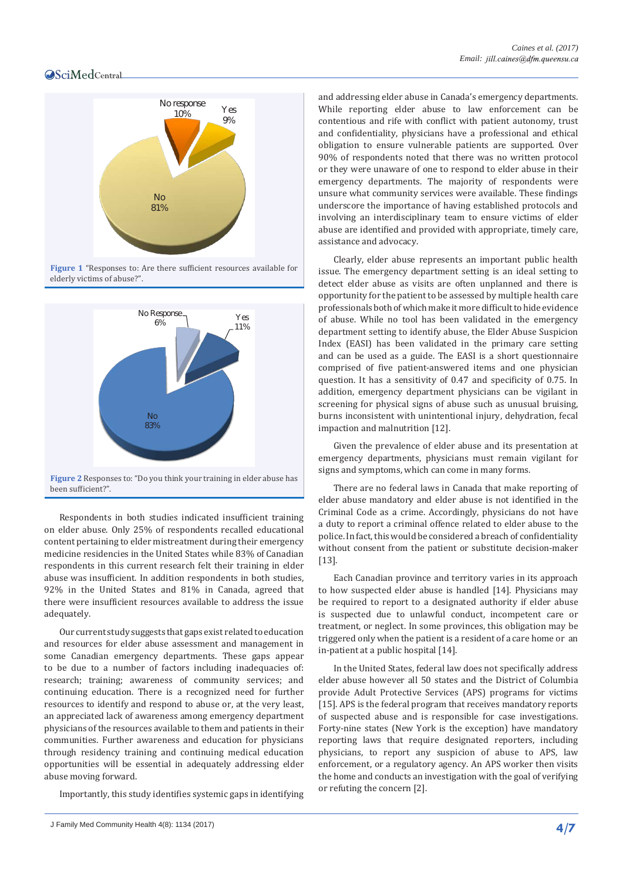No response
10%

Yes
9%

No
81%

**Figure 1** "Responses to: Are there sufficient resources available for elderly victims of abuse?".

No Response
6%

Yes
11%

No
83%

**Figure 2** Responses to: "Do you think your training in elder abuse has been sufficient?".

Respondents in both studies indicated insufficient training on elder abuse. Only 25% of respondents recalled educational content pertaining to elder mistreatment during their emergency medicine residencies in the United States while 83% of Canadian respondents in this current research felt their training in elder abuse was insufficient. In addition respondents in both studies, 92% in the United States and 81% in Canada, agreed that there were insufficient resources available to address the issue adequately.

Our current study suggests that gaps exist related to education and resources for elder abuse assessment and management in some Canadian emergency departments. These gaps appear to be due to a number of factors including inadequacies of: research; training; awareness of community services; and continuing education. There is a recognized need for further resources to identify and respond to abuse or, at the very least, an appreciated lack of awareness among emergency department physicians of the resources available to them and patients in their communities. Further awareness and education for physicians through residency training and continuing medical education opportunities will be essential in adequately addressing elder abuse moving forward.

Importantly, this study identifies systemic gaps in identifying and addressing elder abuse in Canada's emergency departments. While reporting elder abuse to law enforcement can be contentious and rife with conflict with patient autonomy, trust and confidentiality, physicians have a professional and ethical obligation to ensure vulnerable patients are supported. Over 90% of respondents noted that there was no written protocol or they were unaware of one to respond to elder abuse in their emergency departments. The majority of respondents were unsure what community services were available. These findings underscore the importance of having established protocols and involving an interdisciplinary team to ensure victims of elder abuse are identified and provided with appropriate, timely care, assistance and advocacy.

Clearly, elder abuse represents an important public health issue. The emergency department setting is an ideal setting to detect elder abuse as visits are often unplanned and there is opportunity for the patient to be assessed by multiple health care professionals both of which make it more difficult to hide evidence of abuse. While no tool has been validated in the emergency department setting to identify abuse, the Elder Abuse Suspicion Index (EASI) has been validated in the primary care setting and can be used as a guide. The EASI is a short questionnaire comprised of five patient-answered items and one physician question. It has a sensitivity of 0.47 and specificity of 0.75. In addition, emergency department physicians can be vigilant in screening for physical signs of abuse such as unusual bruising, burns inconsistent with unintentional injury, dehydration, fecal impaction and malnutrition [12].

Given the prevalence of elder abuse and its presentation at emergency departments, physicians must remain vigilant for signs and symptoms, which can come in many forms.

There are no federal laws in Canada that make reporting of elder abuse mandatory and elder abuse is not identified in the Criminal Code as a crime. Accordingly, physicians do not have a duty to report a criminal offence related to elder abuse to the police. In fact, this would be considered a breach of confidentiality without consent from the patient or substitute decision-maker [13].

Each Canadian province and territory varies in its approach to how suspected elder abuse is handled [14]. Physicians may be required to report to a designated authority if elder abuse is suspected due to unlawful conduct, incompetent care or treatment, or neglect. In some provinces, this obligation may be triggered only when the patient is a resident of a care home or an in-patient at a public hospital [14].

In the United States, federal law does not specifically address elder abuse however all 50 states and the District of Columbia provide Adult Protective Services (APS) programs for victims [15]. APS is the federal program that receives mandatory reports of suspected abuse and is responsible for case investigations. Forty-nine states (New York is the exception) have mandatory reporting laws that require designated reporters, including physicians, to report any suspicion of abuse to APS, law enforcement, or a regulatory agency. An APS worker then visits the home and conducts an investigation with the goal of verifying or refuting the concern [2].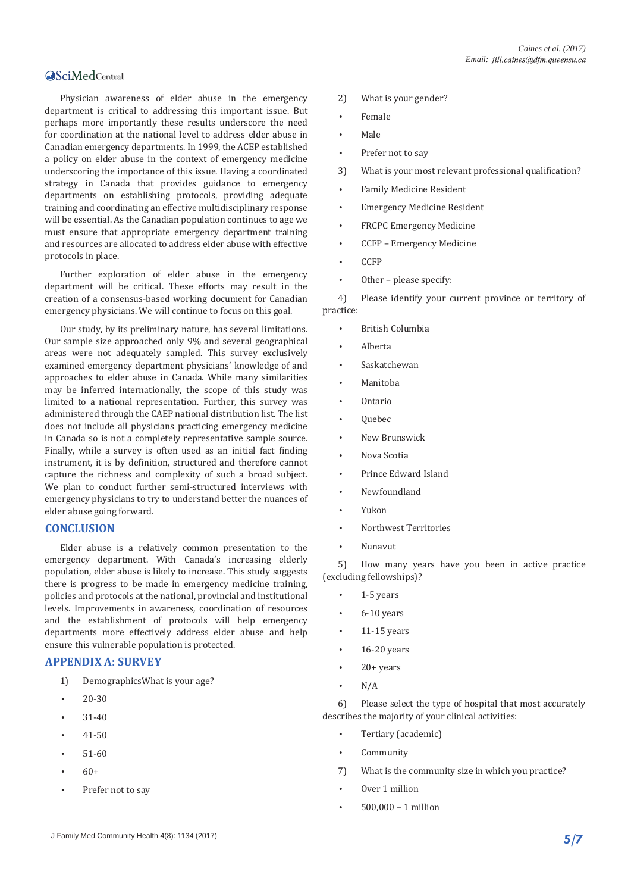Physician awareness of elder abuse in the emergency department is critical to addressing this important issue. But perhaps more importantly these results underscore the need for coordination at the national level to address elder abuse in Canadian emergency departments. In 1999, the ACEP established a policy on elder abuse in the context of emergency medicine underscoring the importance of this issue. Having a coordinated strategy in Canada that provides guidance to emergency departments on establishing protocols, providing adequate training and coordinating an effective multidisciplinary response will be essential. As the Canadian population continues to age we must ensure that appropriate emergency department training and resources are allocated to address elder abuse with effective protocols in place.

Further exploration of elder abuse in the emergency department will be critical. These efforts may result in the creation of a consensus-based working document for Canadian emergency physicians. We will continue to focus on this goal.

Our study, by its preliminary nature, has several limitations. Our sample size approached only 9% and several geographical areas were not adequately sampled. This survey exclusively examined emergency department physicians' knowledge of and approaches to elder abuse in Canada. While many similarities may be inferred internationally, the scope of this study was limited to a national representation. Further, this survey was administered through the CAEP national distribution list. The list does not include all physicians practicing emergency medicine in Canada so is not a completely representative sample source. Finally, while a survey is often used as an initial fact finding instrument, it is by definition, structured and therefore cannot capture the richness and complexity of such a broad subject. We plan to conduct further semi-structured interviews with emergency physicians to try to understand better the nuances of elder abuse going forward.

## CONCLUSION

Elder abuse is a relatively common presentation to the emergency department. With Canada's increasing elderly population, elder abuse is likely to increase. This study suggests there is progress to be made in emergency medicine training, policies and protocols at the national, provincial and institutional levels. Improvements in awareness, coordination of resources and the establishment of protocols will help emergency departments more effectively address elder abuse and help ensure this vulnerable population is protected.

## APPENDIX A: SURVEY

1) DemographicsWhat is your age?

- 20-30
- 31-40
- 41-50
- 51-60
- 60+
- Prefer not to say

2) What is your gender?

- Female
- Male
- Prefer not to say

3) What is your most relevant professional qualification?

- Family Medicine Resident
- Emergency Medicine Resident
- FRCPC Emergency Medicine
- CCFP – Emergency Medicine
- CCFP
- Other – please specify:

4) Please identify your current province or territory of practice:

- British Columbia
- Alberta
- Saskatchewan
- Manitoba
- Ontario
- Quebec
- New Brunswick
- Nova Scotia
- Prince Edward Island
- Newfoundland
- Yukon
- Northwest Territories
- Nunavut

5) How many years have you been in active practice (excluding fellowships)?

- 1-5 years
- 6-10 years
- 11-15 years
- 16-20 years
- 20+ years
- N/A

6) Please select the type of hospital that most accurately describes the majority of your clinical activities:

- Tertiary (academic)
- Community

7) What is the community size in which you practice?

- Over 1 million
- 500,000 – 1 million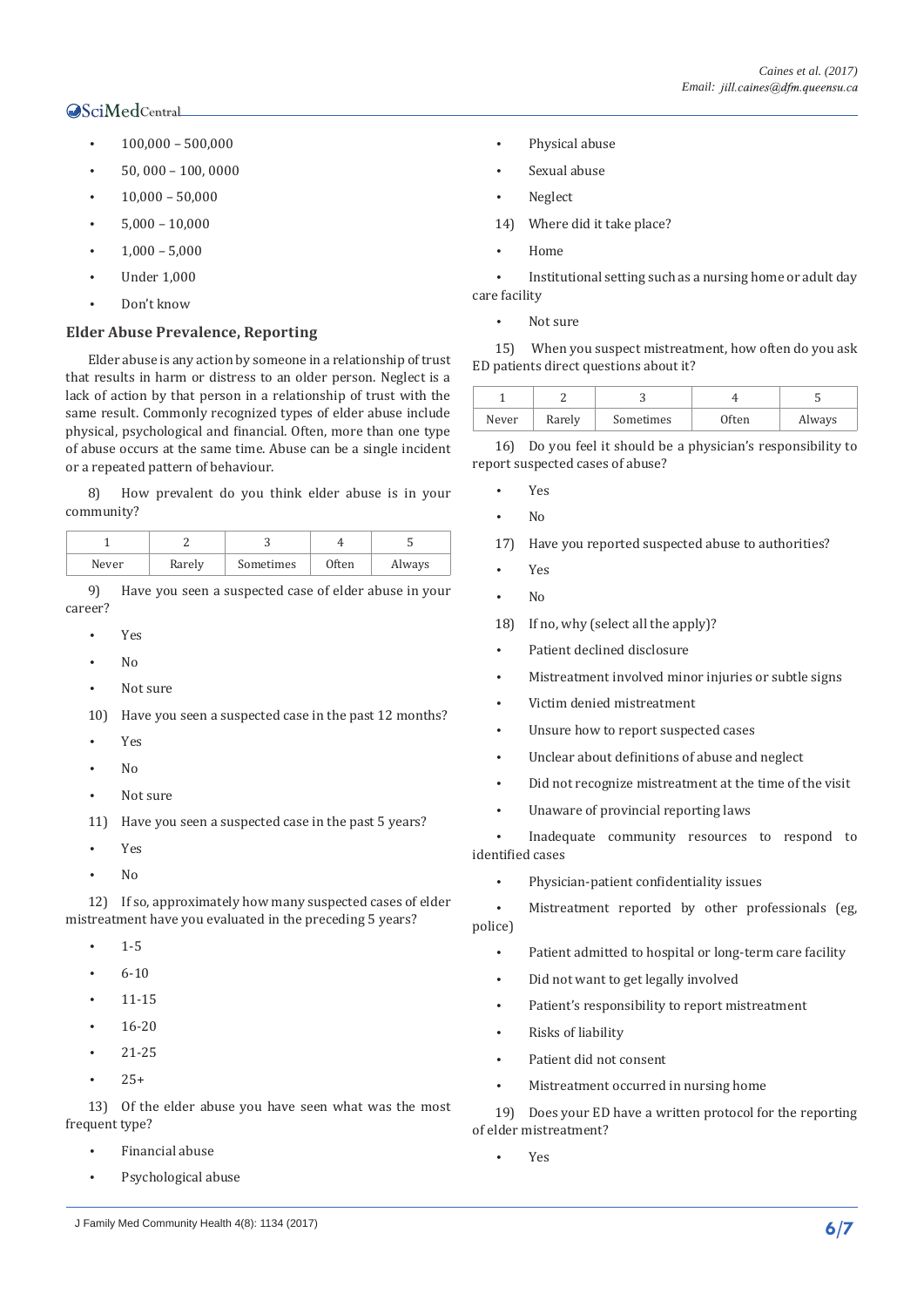- 100,000 – 500,000
- 50, 000 – 100, 0000
- 10,000 – 50,000
- 5,000 – 10,000
- 1,000 – 5,000
- Under 1,000
- Don't know

## Elder Abuse Prevalence, Reporting

Elder abuse is any action by someone in a relationship of trust that results in harm or distress to an older person. Neglect is a lack of action by that person in a relationship of trust with the same result. Commonly recognized types of elder abuse include physical, psychological and financial. Often, more than one type of abuse occurs at the same time. Abuse can be a single incident or a repeated pattern of behaviour.

8) How prevalent do you think elder abuse is in your community?

| 1 | 2 | 3 | 4 | 5 |
|---|---|---|---|---|
| Never | Rarely | Sometimes | Often | Always |

9) Have you seen a suspected case of elder abuse in your career?

- Yes
- No
- Not sure

10) Have you seen a suspected case in the past 12 months?

- Yes
- No
- Not sure

11) Have you seen a suspected case in the past 5 years?

- Yes
- No

12) If so, approximately how many suspected cases of elder mistreatment have you evaluated in the preceding 5 years?

- 1-5
- 6-10
- 11-15
- 16-20
- 21-25
- 25+

13) Of the elder abuse you have seen what was the most frequent type?

- Financial abuse
- Psychological abuse
- Physical abuse
- Sexual abuse
- Neglect

14) Where did it take place?

- Home
- Institutional setting such as a nursing home or adult day care facility
- Not sure

15) When you suspect mistreatment, how often do you ask ED patients direct questions about it?

| 1 | 2 | 3 | 4 | 5 |
|---|---|---|---|---|
| Never | Rarely | Sometimes | Often | Always |

16) Do you feel it should be a physician's responsibility to report suspected cases of abuse?

- Yes
- No

17) Have you reported suspected abuse to authorities?

- Yes
- No

18) If no, why (select all the apply)?

- Patient declined disclosure
- Mistreatment involved minor injuries or subtle signs
- Victim denied mistreatment
- Unsure how to report suspected cases
- Unclear about definitions of abuse and neglect
- Did not recognize mistreatment at the time of the visit
- Unaware of provincial reporting laws
- Inadequate community resources to respond to identified cases
- Physician-patient confidentiality issues
- Mistreatment reported by other professionals (eg, police)
- Patient admitted to hospital or long-term care facility
- Did not want to get legally involved
- Patient's responsibility to report mistreatment
- Risks of liability
- Patient did not consent
- Mistreatment occurred in nursing home

19) Does your ED have a written protocol for the reporting of elder mistreatment?

- Yes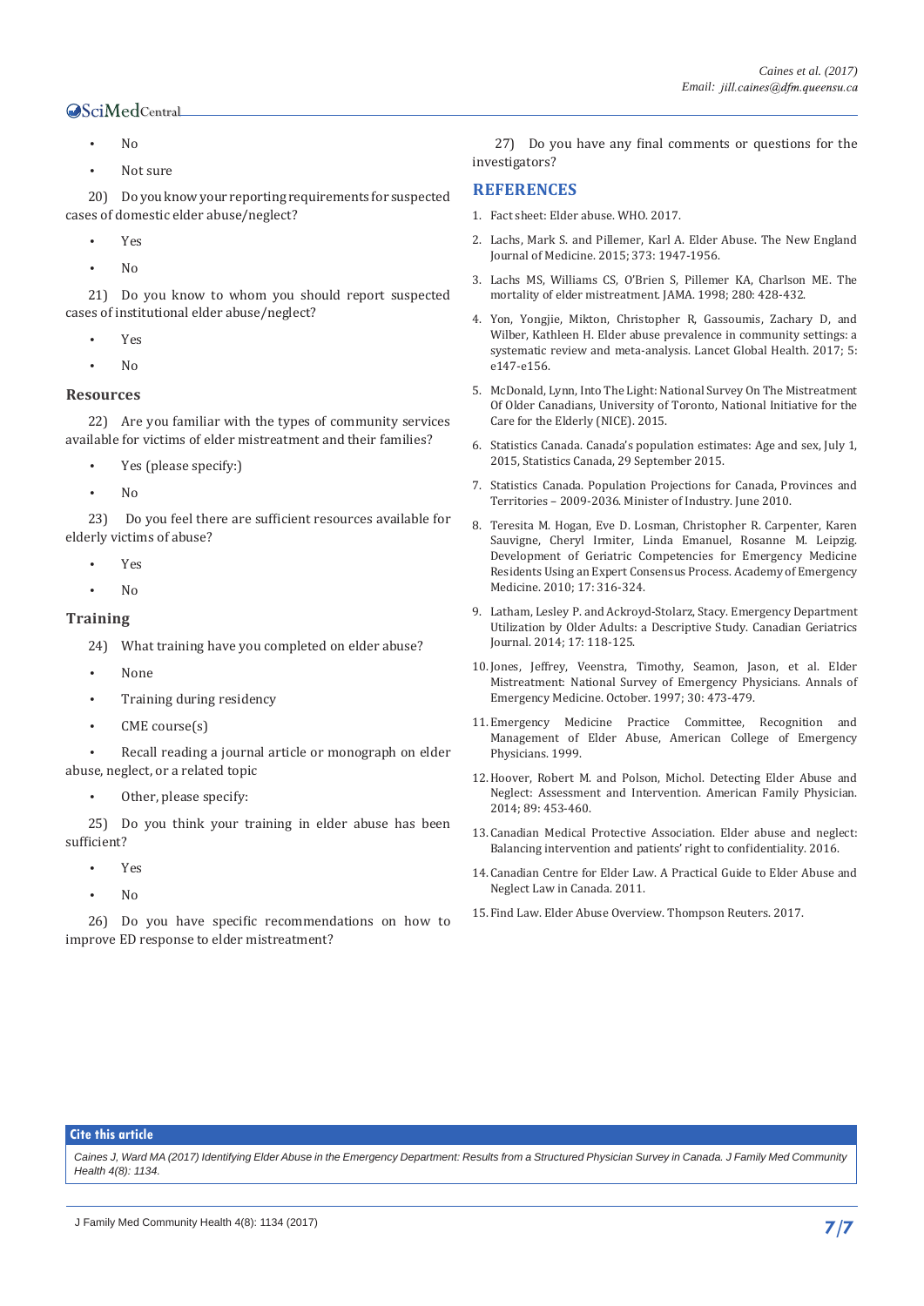- No
- Not sure

20) Do you know your reporting requirements for suspected cases of domestic elder abuse/neglect?

- Yes
- No

21) Do you know to whom you should report suspected cases of institutional elder abuse/neglect?

- Yes
- No

### Resources

22) Are you familiar with the types of community services available for victims of elder mistreatment and their families?

- Yes (please specify:)
- No

23) Do you feel there are sufficient resources available for elderly victims of abuse?

- Yes
- No

### Training

24) What training have you completed on elder abuse?

- None
- Training during residency
- CME course(s)
- Recall reading a journal article or monograph on elder abuse, neglect, or a related topic
- Other, please specify:

25) Do you think your training in elder abuse has been sufficient?

- Yes
- No

26) Do you have specific recommendations on how to improve ED response to elder mistreatment?

27) Do you have any final comments or questions for the investigators?

## REFERENCES

1. Fact sheet: Elder abuse. WHO. 2017.
2. Lachs, Mark S. and Pillemer, Karl A. Elder Abuse. The New England Journal of Medicine. 2015; 373: 1947-1956.
3. Lachs MS, Williams CS, O'Brien S, Pillemer KA, Charlson ME. The mortality of elder mistreatment. JAMA. 1998; 280: 428-432.
4. Yon, Yongjie, Mikton, Christopher R, Gassoumis, Zachary D, and Wilber, Kathleen H. Elder abuse prevalence in community settings: a systematic review and meta-analysis. Lancet Global Health. 2017; 5: e147-e156.
5. McDonald, Lynn, Into The Light: National Survey On The Mistreatment Of Older Canadians, University of Toronto, National Initiative for the Care for the Elderly (NICE). 2015.
6. Statistics Canada. Canada's population estimates: Age and sex, July 1, 2015, Statistics Canada, 29 September 2015.
7. Statistics Canada. Population Projections for Canada, Provinces and Territories – 2009-2036. Minister of Industry. June 2010.
8. Teresita M. Hogan, Eve D. Losman, Christopher R. Carpenter, Karen Sauvigne, Cheryl Irmiter, Linda Emanuel, Rosanne M. Leipzig. Development of Geriatric Competencies for Emergency Medicine Residents Using an Expert Consensus Process. Academy of Emergency Medicine. 2010; 17: 316-324.
9. Latham, Lesley P. and Ackroyd-Stolarz, Stacy. Emergency Department Utilization by Older Adults: a Descriptive Study. Canadian Geriatrics Journal. 2014; 17: 118-125.
10. Jones, Jeffrey, Veenstra, Timothy, Seamon, Jason, et al. Elder Mistreatment: National Survey of Emergency Physicians. Annals of Emergency Medicine. October. 1997; 30: 473-479.
11. Emergency Medicine Practice Committee, Recognition and Management of Elder Abuse, American College of Emergency Physicians. 1999.
12. Hoover, Robert M. and Polson, Michol. Detecting Elder Abuse and Neglect: Assessment and Intervention. American Family Physician. 2014; 89: 453-460.
13. Canadian Medical Protective Association. Elder abuse and neglect: Balancing intervention and patients' right to confidentiality. 2016.
14. Canadian Centre for Elder Law. A Practical Guide to Elder Abuse and Neglect Law in Canada. 2011.
15. Find Law. Elder Abuse Overview. Thompson Reuters. 2017.

**Cite this article**

*Caines J, Ward MA (2017) Identifying Elder Abuse in the Emergency Department: Results from a Structured Physician Survey in Canada. J Family Med Community Health 4(8): 1134.*